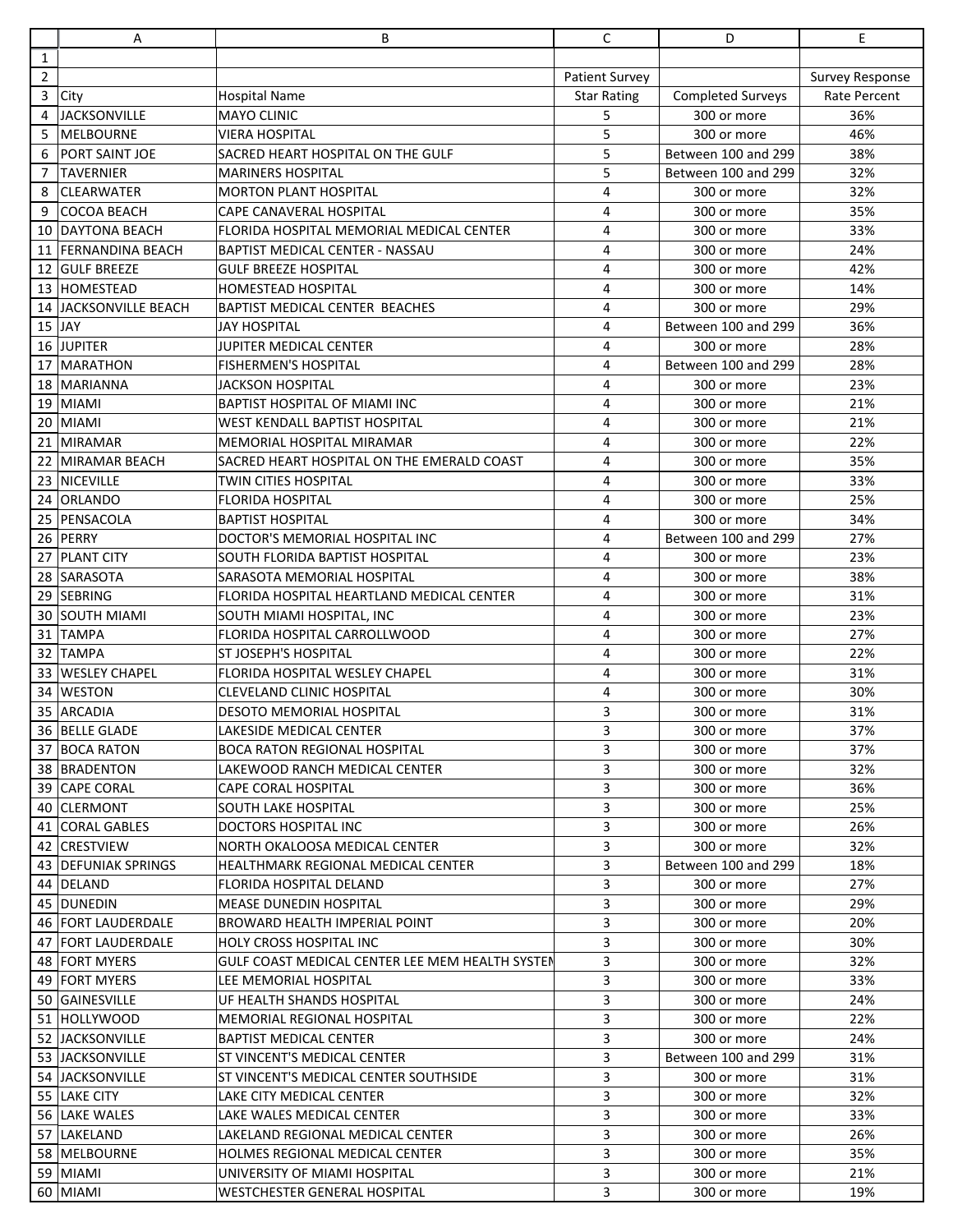| City | Hospital Name | Patient Survey Star Rating | Completed Surveys | Survey Response Rate Percent |
|---|---|---|---|---|
| JACKSONVILLE | MAYO CLINIC | 5 | 300 or more | 36% |
| MELBOURNE | VIERA HOSPITAL | 5 | 300 or more | 46% |
| PORT SAINT JOE | SACRED HEART HOSPITAL ON THE GULF | 5 | Between 100 and 299 | 38% |
| TAVERNIER | MARINERS HOSPITAL | 5 | Between 100 and 299 | 32% |
| CLEARWATER | MORTON PLANT HOSPITAL | 4 | 300 or more | 32% |
| COCOA BEACH | CAPE CANAVERAL HOSPITAL | 4 | 300 or more | 35% |
| DAYTONA BEACH | FLORIDA HOSPITAL MEMORIAL MEDICAL CENTER | 4 | 300 or more | 33% |
| FERNANDINA BEACH | BAPTIST MEDICAL CENTER - NASSAU | 4 | 300 or more | 24% |
| GULF BREEZE | GULF BREEZE HOSPITAL | 4 | 300 or more | 42% |
| HOMESTEAD | HOMESTEAD HOSPITAL | 4 | 300 or more | 14% |
| JACKSONVILLE BEACH | BAPTIST MEDICAL CENTER BEACHES | 4 | 300 or more | 29% |
| JAY | JAY HOSPITAL | 4 | Between 100 and 299 | 36% |
| JUPITER | JUPITER MEDICAL CENTER | 4 | 300 or more | 28% |
| MARATHON | FISHERMEN'S HOSPITAL | 4 | Between 100 and 299 | 28% |
| MARIANNA | JACKSON HOSPITAL | 4 | 300 or more | 23% |
| MIAMI | BAPTIST HOSPITAL OF MIAMI INC | 4 | 300 or more | 21% |
| MIAMI | WEST KENDALL BAPTIST HOSPITAL | 4 | 300 or more | 21% |
| MIRAMAR | MEMORIAL HOSPITAL MIRAMAR | 4 | 300 or more | 22% |
| MIRAMAR BEACH | SACRED HEART HOSPITAL ON THE EMERALD COAST | 4 | 300 or more | 35% |
| NICEVILLE | TWIN CITIES HOSPITAL | 4 | 300 or more | 33% |
| ORLANDO | FLORIDA HOSPITAL | 4 | 300 or more | 25% |
| PENSACOLA | BAPTIST HOSPITAL | 4 | 300 or more | 34% |
| PERRY | DOCTOR'S MEMORIAL HOSPITAL INC | 4 | Between 100 and 299 | 27% |
| PLANT CITY | SOUTH FLORIDA BAPTIST HOSPITAL | 4 | 300 or more | 23% |
| SARASOTA | SARASOTA MEMORIAL HOSPITAL | 4 | 300 or more | 38% |
| SEBRING | FLORIDA HOSPITAL HEARTLAND MEDICAL CENTER | 4 | 300 or more | 31% |
| SOUTH MIAMI | SOUTH MIAMI HOSPITAL, INC | 4 | 300 or more | 23% |
| TAMPA | FLORIDA HOSPITAL CARROLLWOOD | 4 | 300 or more | 27% |
| TAMPA | ST JOSEPH'S HOSPITAL | 4 | 300 or more | 22% |
| WESLEY CHAPEL | FLORIDA HOSPITAL WESLEY CHAPEL | 4 | 300 or more | 31% |
| WESTON | CLEVELAND CLINIC HOSPITAL | 4 | 300 or more | 30% |
| ARCADIA | DESOTO MEMORIAL HOSPITAL | 3 | 300 or more | 31% |
| BELLE GLADE | LAKESIDE MEDICAL CENTER | 3 | 300 or more | 37% |
| BOCA RATON | BOCA RATON REGIONAL HOSPITAL | 3 | 300 or more | 37% |
| BRADENTON | LAKEWOOD RANCH MEDICAL CENTER | 3 | 300 or more | 32% |
| CAPE CORAL | CAPE CORAL HOSPITAL | 3 | 300 or more | 36% |
| CLERMONT | SOUTH LAKE HOSPITAL | 3 | 300 or more | 25% |
| CORAL GABLES | DOCTORS HOSPITAL INC | 3 | 300 or more | 26% |
| CRESTVIEW | NORTH OKALOOSA MEDICAL CENTER | 3 | 300 or more | 32% |
| DEFUNIAK SPRINGS | HEALTHMARK REGIONAL MEDICAL CENTER | 3 | Between 100 and 299 | 18% |
| DELAND | FLORIDA HOSPITAL DELAND | 3 | 300 or more | 27% |
| DUNEDIN | MEASE DUNEDIN HOSPITAL | 3 | 300 or more | 29% |
| FORT LAUDERDALE | BROWARD HEALTH IMPERIAL POINT | 3 | 300 or more | 20% |
| FORT LAUDERDALE | HOLY CROSS HOSPITAL INC | 3 | 300 or more | 30% |
| FORT MYERS | GULF COAST MEDICAL CENTER LEE MEM HEALTH SYSTEM | 3 | 300 or more | 32% |
| FORT MYERS | LEE MEMORIAL HOSPITAL | 3 | 300 or more | 33% |
| GAINESVILLE | UF HEALTH SHANDS HOSPITAL | 3 | 300 or more | 24% |
| HOLLYWOOD | MEMORIAL REGIONAL HOSPITAL | 3 | 300 or more | 22% |
| JACKSONVILLE | BAPTIST MEDICAL CENTER | 3 | 300 or more | 24% |
| JACKSONVILLE | ST VINCENT'S MEDICAL CENTER | 3 | Between 100 and 299 | 31% |
| JACKSONVILLE | ST VINCENT'S MEDICAL CENTER SOUTHSIDE | 3 | 300 or more | 31% |
| LAKE CITY | LAKE CITY MEDICAL CENTER | 3 | 300 or more | 32% |
| LAKE WALES | LAKE WALES MEDICAL CENTER | 3 | 300 or more | 33% |
| LAKELAND | LAKELAND REGIONAL MEDICAL CENTER | 3 | 300 or more | 26% |
| MELBOURNE | HOLMES REGIONAL MEDICAL CENTER | 3 | 300 or more | 35% |
| MIAMI | UNIVERSITY OF MIAMI HOSPITAL | 3 | 300 or more | 21% |
| MIAMI | WESTCHESTER GENERAL HOSPITAL | 3 | 300 or more | 19% |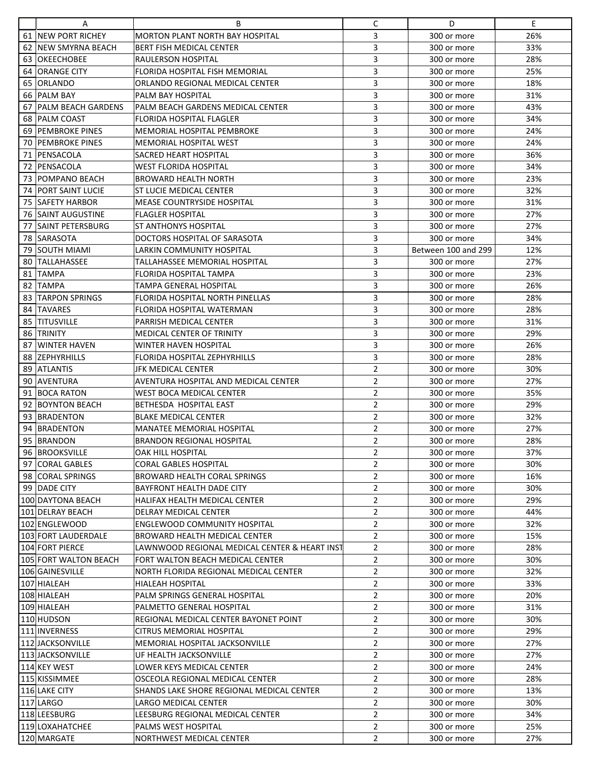| | A | B | C | D | E |
|---|---|---|---|---|---|
| 61 | NEW PORT RICHEY | MORTON PLANT NORTH BAY HOSPITAL | 3 | 300 or more | 26% |
| 62 | NEW SMYRNA BEACH | BERT FISH MEDICAL CENTER | 3 | 300 or more | 33% |
| 63 | OKEECHOBEE | RAULERSON HOSPITAL | 3 | 300 or more | 28% |
| 64 | ORANGE CITY | FLORIDA HOSPITAL FISH MEMORIAL | 3 | 300 or more | 25% |
| 65 | ORLANDO | ORLANDO REGIONAL MEDICAL CENTER | 3 | 300 or more | 18% |
| 66 | PALM BAY | PALM BAY HOSPITAL | 3 | 300 or more | 31% |
| 67 | PALM BEACH GARDENS | PALM BEACH GARDENS MEDICAL CENTER | 3 | 300 or more | 43% |
| 68 | PALM COAST | FLORIDA HOSPITAL FLAGLER | 3 | 300 or more | 34% |
| 69 | PEMBROKE PINES | MEMORIAL HOSPITAL PEMBROKE | 3 | 300 or more | 24% |
| 70 | PEMBROKE PINES | MEMORIAL HOSPITAL WEST | 3 | 300 or more | 24% |
| 71 | PENSACOLA | SACRED HEART HOSPITAL | 3 | 300 or more | 36% |
| 72 | PENSACOLA | WEST FLORIDA HOSPITAL | 3 | 300 or more | 34% |
| 73 | POMPANO BEACH | BROWARD HEALTH NORTH | 3 | 300 or more | 23% |
| 74 | PORT SAINT LUCIE | ST LUCIE MEDICAL CENTER | 3 | 300 or more | 32% |
| 75 | SAFETY HARBOR | MEASE COUNTRYSIDE HOSPITAL | 3 | 300 or more | 31% |
| 76 | SAINT AUGUSTINE | FLAGLER HOSPITAL | 3 | 300 or more | 27% |
| 77 | SAINT PETERSBURG | ST ANTHONYS HOSPITAL | 3 | 300 or more | 27% |
| 78 | SARASOTA | DOCTORS HOSPITAL OF SARASOTA | 3 | 300 or more | 34% |
| 79 | SOUTH MIAMI | LARKIN COMMUNITY HOSPITAL | 3 | Between 100 and 299 | 12% |
| 80 | TALLAHASSEE | TALLAHASSEE MEMORIAL HOSPITAL | 3 | 300 or more | 27% |
| 81 | TAMPA | FLORIDA HOSPITAL TAMPA | 3 | 300 or more | 23% |
| 82 | TAMPA | TAMPA GENERAL HOSPITAL | 3 | 300 or more | 26% |
| 83 | TARPON SPRINGS | FLORIDA HOSPITAL NORTH PINELLAS | 3 | 300 or more | 28% |
| 84 | TAVARES | FLORIDA HOSPITAL WATERMAN | 3 | 300 or more | 28% |
| 85 | TITUSVILLE | PARRISH MEDICAL CENTER | 3 | 300 or more | 31% |
| 86 | TRINITY | MEDICAL CENTER OF TRINITY | 3 | 300 or more | 29% |
| 87 | WINTER HAVEN | WINTER HAVEN HOSPITAL | 3 | 300 or more | 26% |
| 88 | ZEPHYRHILLS | FLORIDA HOSPITAL ZEPHYRHILLS | 3 | 300 or more | 28% |
| 89 | ATLANTIS | JFK MEDICAL CENTER | 2 | 300 or more | 30% |
| 90 | AVENTURA | AVENTURA HOSPITAL AND MEDICAL CENTER | 2 | 300 or more | 27% |
| 91 | BOCA RATON | WEST BOCA MEDICAL CENTER | 2 | 300 or more | 35% |
| 92 | BOYNTON BEACH | BETHESDA HOSPITAL EAST | 2 | 300 or more | 29% |
| 93 | BRADENTON | BLAKE MEDICAL CENTER | 2 | 300 or more | 32% |
| 94 | BRADENTON | MANATEE MEMORIAL HOSPITAL | 2 | 300 or more | 27% |
| 95 | BRANDON | BRANDON REGIONAL HOSPITAL | 2 | 300 or more | 28% |
| 96 | BROOKSVILLE | OAK HILL HOSPITAL | 2 | 300 or more | 37% |
| 97 | CORAL GABLES | CORAL GABLES HOSPITAL | 2 | 300 or more | 30% |
| 98 | CORAL SPRINGS | BROWARD HEALTH CORAL SPRINGS | 2 | 300 or more | 16% |
| 99 | DADE CITY | BAYFRONT HEALTH DADE CITY | 2 | 300 or more | 30% |
| 100 | DAYTONA BEACH | HALIFAX HEALTH MEDICAL CENTER | 2 | 300 or more | 29% |
| 101 | DELRAY BEACH | DELRAY MEDICAL CENTER | 2 | 300 or more | 44% |
| 102 | ENGLEWOOD | ENGLEWOOD COMMUNITY HOSPITAL | 2 | 300 or more | 32% |
| 103 | FORT LAUDERDALE | BROWARD HEALTH MEDICAL CENTER | 2 | 300 or more | 15% |
| 104 | FORT PIERCE | LAWNWOOD REGIONAL MEDICAL CENTER & HEART INST | 2 | 300 or more | 28% |
| 105 | FORT WALTON BEACH | FORT WALTON BEACH MEDICAL CENTER | 2 | 300 or more | 30% |
| 106 | GAINESVILLE | NORTH FLORIDA REGIONAL MEDICAL CENTER | 2 | 300 or more | 32% |
| 107 | HIALEAH | HIALEAH HOSPITAL | 2 | 300 or more | 33% |
| 108 | HIALEAH | PALM SPRINGS GENERAL HOSPITAL | 2 | 300 or more | 20% |
| 109 | HIALEAH | PALMETTO GENERAL HOSPITAL | 2 | 300 or more | 31% |
| 110 | HUDSON | REGIONAL MEDICAL CENTER BAYONET POINT | 2 | 300 or more | 30% |
| 111 | INVERNESS | CITRUS MEMORIAL HOSPITAL | 2 | 300 or more | 29% |
| 112 | JACKSONVILLE | MEMORIAL HOSPITAL JACKSONVILLE | 2 | 300 or more | 27% |
| 113 | JACKSONVILLE | UF HEALTH JACKSONVILLE | 2 | 300 or more | 27% |
| 114 | KEY WEST | LOWER KEYS MEDICAL CENTER | 2 | 300 or more | 24% |
| 115 | KISSIMMEE | OSCEOLA REGIONAL MEDICAL CENTER | 2 | 300 or more | 28% |
| 116 | LAKE CITY | SHANDS LAKE SHORE REGIONAL MEDICAL CENTER | 2 | 300 or more | 13% |
| 117 | LARGO | LARGO MEDICAL CENTER | 2 | 300 or more | 30% |
| 118 | LEESBURG | LEESBURG REGIONAL MEDICAL CENTER | 2 | 300 or more | 34% |
| 119 | LOXAHATCHEE | PALMS WEST HOSPITAL | 2 | 300 or more | 25% |
| 120 | MARGATE | NORTHWEST MEDICAL CENTER | 2 | 300 or more | 27% |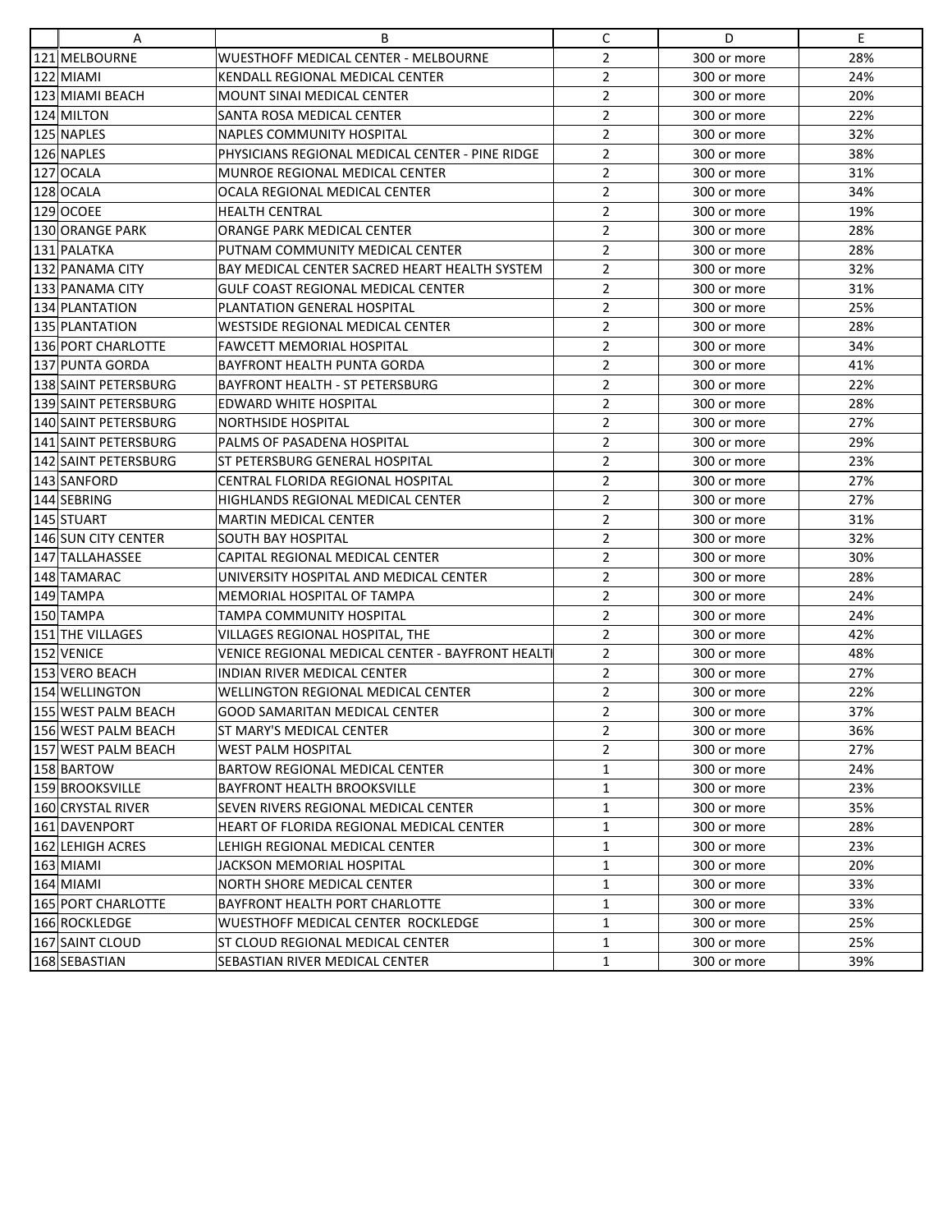| | A | B | C | D | E |
|---|---|---|---|---|---|
| 121 | MELBOURNE | WUESTHOFF MEDICAL CENTER - MELBOURNE | 2 | 300 or more | 28% |
| 122 | MIAMI | KENDALL REGIONAL MEDICAL CENTER | 2 | 300 or more | 24% |
| 123 | MIAMI BEACH | MOUNT SINAI MEDICAL CENTER | 2 | 300 or more | 20% |
| 124 | MILTON | SANTA ROSA MEDICAL CENTER | 2 | 300 or more | 22% |
| 125 | NAPLES | NAPLES COMMUNITY HOSPITAL | 2 | 300 or more | 32% |
| 126 | NAPLES | PHYSICIANS REGIONAL MEDICAL CENTER - PINE RIDGE | 2 | 300 or more | 38% |
| 127 | OCALA | MUNROE REGIONAL MEDICAL CENTER | 2 | 300 or more | 31% |
| 128 | OCALA | OCALA REGIONAL MEDICAL CENTER | 2 | 300 or more | 34% |
| 129 | OCOEE | HEALTH CENTRAL | 2 | 300 or more | 19% |
| 130 | ORANGE PARK | ORANGE PARK MEDICAL CENTER | 2 | 300 or more | 28% |
| 131 | PALATKA | PUTNAM COMMUNITY MEDICAL CENTER | 2 | 300 or more | 28% |
| 132 | PANAMA CITY | BAY MEDICAL CENTER SACRED HEART HEALTH SYSTEM | 2 | 300 or more | 32% |
| 133 | PANAMA CITY | GULF COAST REGIONAL MEDICAL CENTER | 2 | 300 or more | 31% |
| 134 | PLANTATION | PLANTATION GENERAL HOSPITAL | 2 | 300 or more | 25% |
| 135 | PLANTATION | WESTSIDE REGIONAL MEDICAL CENTER | 2 | 300 or more | 28% |
| 136 | PORT CHARLOTTE | FAWCETT MEMORIAL HOSPITAL | 2 | 300 or more | 34% |
| 137 | PUNTA GORDA | BAYFRONT HEALTH PUNTA GORDA | 2 | 300 or more | 41% |
| 138 | SAINT PETERSBURG | BAYFRONT HEALTH - ST PETERSBURG | 2 | 300 or more | 22% |
| 139 | SAINT PETERSBURG | EDWARD WHITE HOSPITAL | 2 | 300 or more | 28% |
| 140 | SAINT PETERSBURG | NORTHSIDE HOSPITAL | 2 | 300 or more | 27% |
| 141 | SAINT PETERSBURG | PALMS OF PASADENA HOSPITAL | 2 | 300 or more | 29% |
| 142 | SAINT PETERSBURG | ST PETERSBURG GENERAL HOSPITAL | 2 | 300 or more | 23% |
| 143 | SANFORD | CENTRAL FLORIDA REGIONAL HOSPITAL | 2 | 300 or more | 27% |
| 144 | SEBRING | HIGHLANDS REGIONAL MEDICAL CENTER | 2 | 300 or more | 27% |
| 145 | STUART | MARTIN MEDICAL CENTER | 2 | 300 or more | 31% |
| 146 | SUN CITY CENTER | SOUTH BAY HOSPITAL | 2 | 300 or more | 32% |
| 147 | TALLAHASSEE | CAPITAL REGIONAL MEDICAL CENTER | 2 | 300 or more | 30% |
| 148 | TAMARAC | UNIVERSITY HOSPITAL AND MEDICAL CENTER | 2 | 300 or more | 28% |
| 149 | TAMPA | MEMORIAL HOSPITAL OF TAMPA | 2 | 300 or more | 24% |
| 150 | TAMPA | TAMPA COMMUNITY HOSPITAL | 2 | 300 or more | 24% |
| 151 | THE VILLAGES | VILLAGES REGIONAL HOSPITAL, THE | 2 | 300 or more | 42% |
| 152 | VENICE | VENICE REGIONAL MEDICAL CENTER - BAYFRONT HEALTI | 2 | 300 or more | 48% |
| 153 | VERO BEACH | INDIAN RIVER MEDICAL CENTER | 2 | 300 or more | 27% |
| 154 | WELLINGTON | WELLINGTON REGIONAL MEDICAL CENTER | 2 | 300 or more | 22% |
| 155 | WEST PALM BEACH | GOOD SAMARITAN MEDICAL CENTER | 2 | 300 or more | 37% |
| 156 | WEST PALM BEACH | ST MARY'S MEDICAL CENTER | 2 | 300 or more | 36% |
| 157 | WEST PALM BEACH | WEST PALM HOSPITAL | 2 | 300 or more | 27% |
| 158 | BARTOW | BARTOW REGIONAL MEDICAL CENTER | 1 | 300 or more | 24% |
| 159 | BROOKSVILLE | BAYFRONT HEALTH BROOKSVILLE | 1 | 300 or more | 23% |
| 160 | CRYSTAL RIVER | SEVEN RIVERS REGIONAL MEDICAL CENTER | 1 | 300 or more | 35% |
| 161 | DAVENPORT | HEART OF FLORIDA REGIONAL MEDICAL CENTER | 1 | 300 or more | 28% |
| 162 | LEHIGH ACRES | LEHIGH REGIONAL MEDICAL CENTER | 1 | 300 or more | 23% |
| 163 | MIAMI | JACKSON MEMORIAL HOSPITAL | 1 | 300 or more | 20% |
| 164 | MIAMI | NORTH SHORE MEDICAL CENTER | 1 | 300 or more | 33% |
| 165 | PORT CHARLOTTE | BAYFRONT HEALTH PORT CHARLOTTE | 1 | 300 or more | 33% |
| 166 | ROCKLEDGE | WUESTHOFF MEDICAL CENTER ROCKLEDGE | 1 | 300 or more | 25% |
| 167 | SAINT CLOUD | ST CLOUD REGIONAL MEDICAL CENTER | 1 | 300 or more | 25% |
| 168 | SEBASTIAN | SEBASTIAN RIVER MEDICAL CENTER | 1 | 300 or more | 39% |